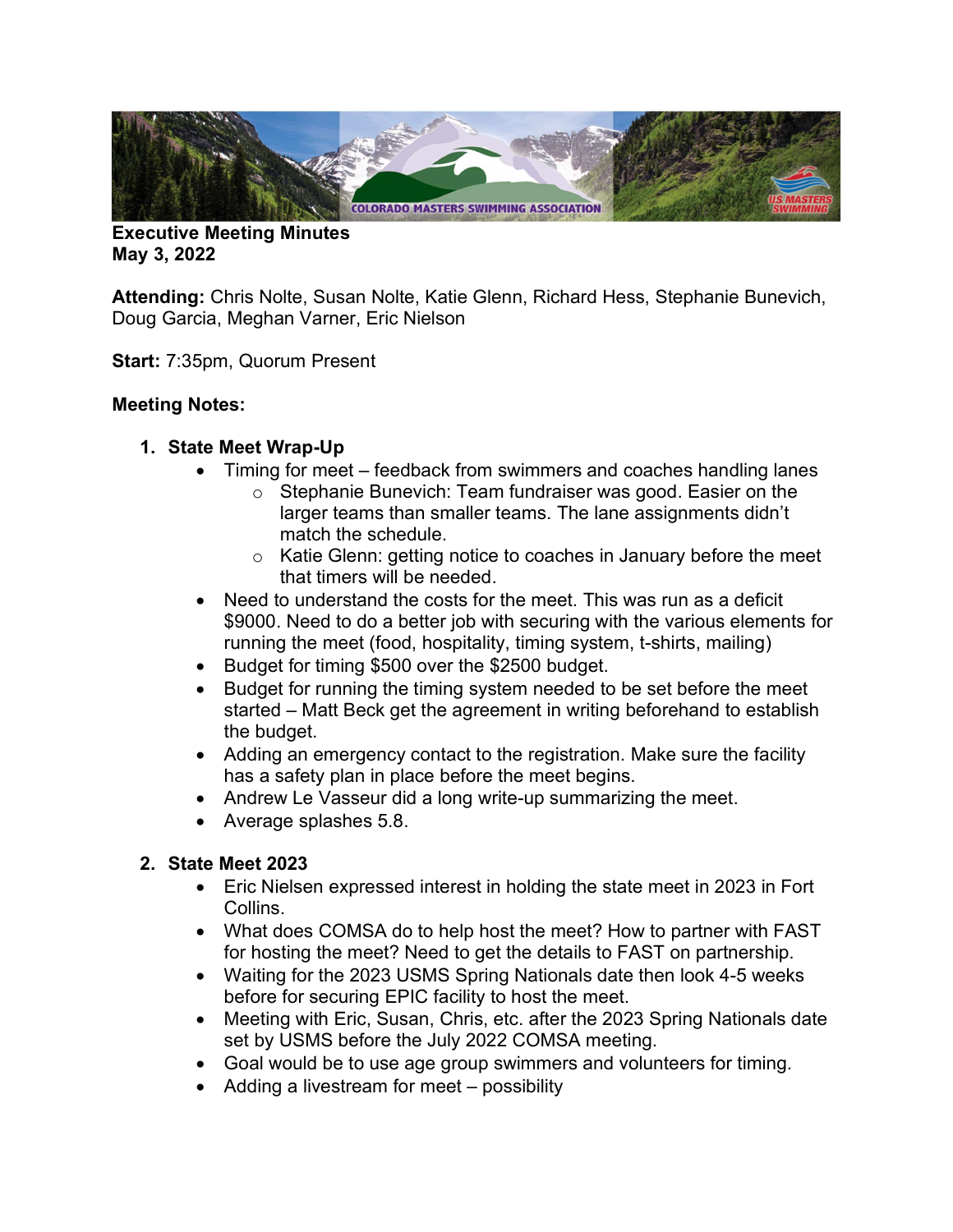**Executive Meeting Minutes**
**May 3, 2022**

**Attending:** Chris Nolte, Susan Nolte, Katie Glenn, Richard Hess, Stephanie Bunevich, Doug Garcia, Meghan Varner, Eric Nielson

**Start:** 7:35pm, Quorum Present

**Meeting Notes:**

1. **State Meet Wrap-Up**
   - Timing for meet – feedback from swimmers and coaches handling lanes
     - Stephanie Bunevich: Team fundraiser was good. Easier on the larger teams than smaller teams. The lane assignments didn't match the schedule.
     - Katie Glenn: getting notice to coaches in January before the meet that timers will be needed.
   - Need to understand the costs for the meet. This was run as a deficit $9000. Need to do a better job with securing with the various elements for running the meet (food, hospitality, timing system, t-shirts, mailing)
   - Budget for timing $500 over the $2500 budget.
   - Budget for running the timing system needed to be set before the meet started – Matt Beck get the agreement in writing beforehand to establish the budget.
   - Adding an emergency contact to the registration. Make sure the facility has a safety plan in place before the meet begins.
   - Andrew Le Vasseur did a long write-up summarizing the meet.
   - Average splashes 5.8.

2. **State Meet 2023**
   - Eric Nielsen expressed interest in holding the state meet in 2023 in Fort Collins.
   - What does COMSA do to help host the meet? How to partner with FAST for hosting the meet? Need to get the details to FAST on partnership.
   - Waiting for the 2023 USMS Spring Nationals date then look 4-5 weeks before for securing EPIC facility to host the meet.
   - Meeting with Eric, Susan, Chris, etc. after the 2023 Spring Nationals date set by USMS before the July 2022 COMSA meeting.
   - Goal would be to use age group swimmers and volunteers for timing.
   - Adding a livestream for meet – possibility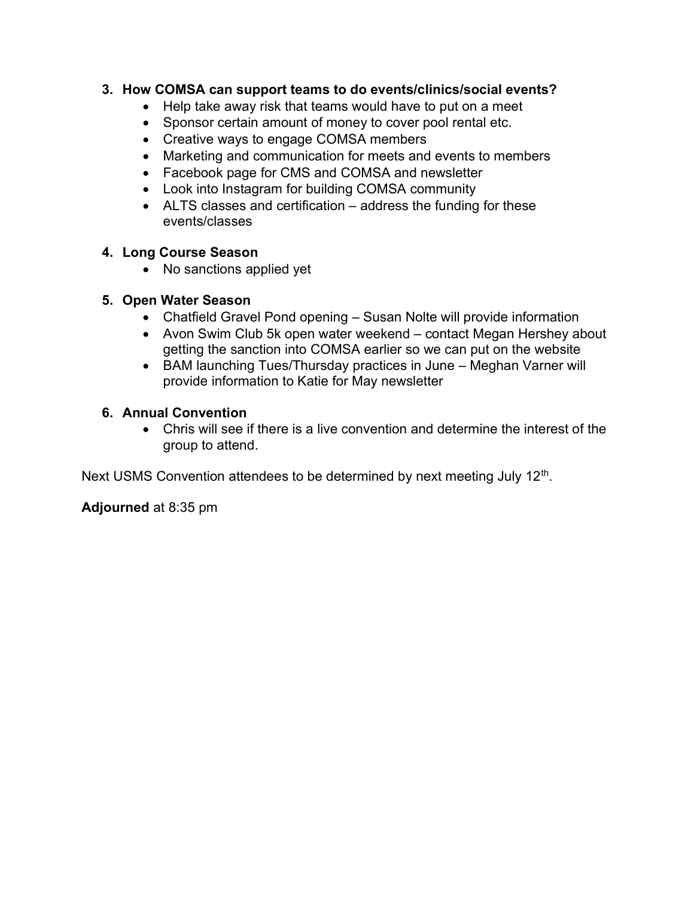3. **How COMSA can support teams to do events/clinics/social events?**
    - Help take away risk that teams would have to put on a meet
    - Sponsor certain amount of money to cover pool rental etc.
    - Creative ways to engage COMSA members
    - Marketing and communication for meets and events to members
    - Facebook page for CMS and COMSA and newsletter
    - Look into Instagram for building COMSA community
    - ALTS classes and certification – address the funding for these events/classes

4. **Long Course Season**
    - No sanctions applied yet

5. **Open Water Season**
    - Chatfield Gravel Pond opening – Susan Nolte will provide information
    - Avon Swim Club 5k open water weekend – contact Megan Hershey about getting the sanction into COMSA earlier so we can put on the website
    - BAM launching Tues/Thursday practices in June – Meghan Varner will provide information to Katie for May newsletter

6. **Annual Convention**
    - Chris will see if there is a live convention and determine the interest of the group to attend.

Next USMS Convention attendees to be determined by next meeting July 12th.

**Adjourned** at 8:35 pm